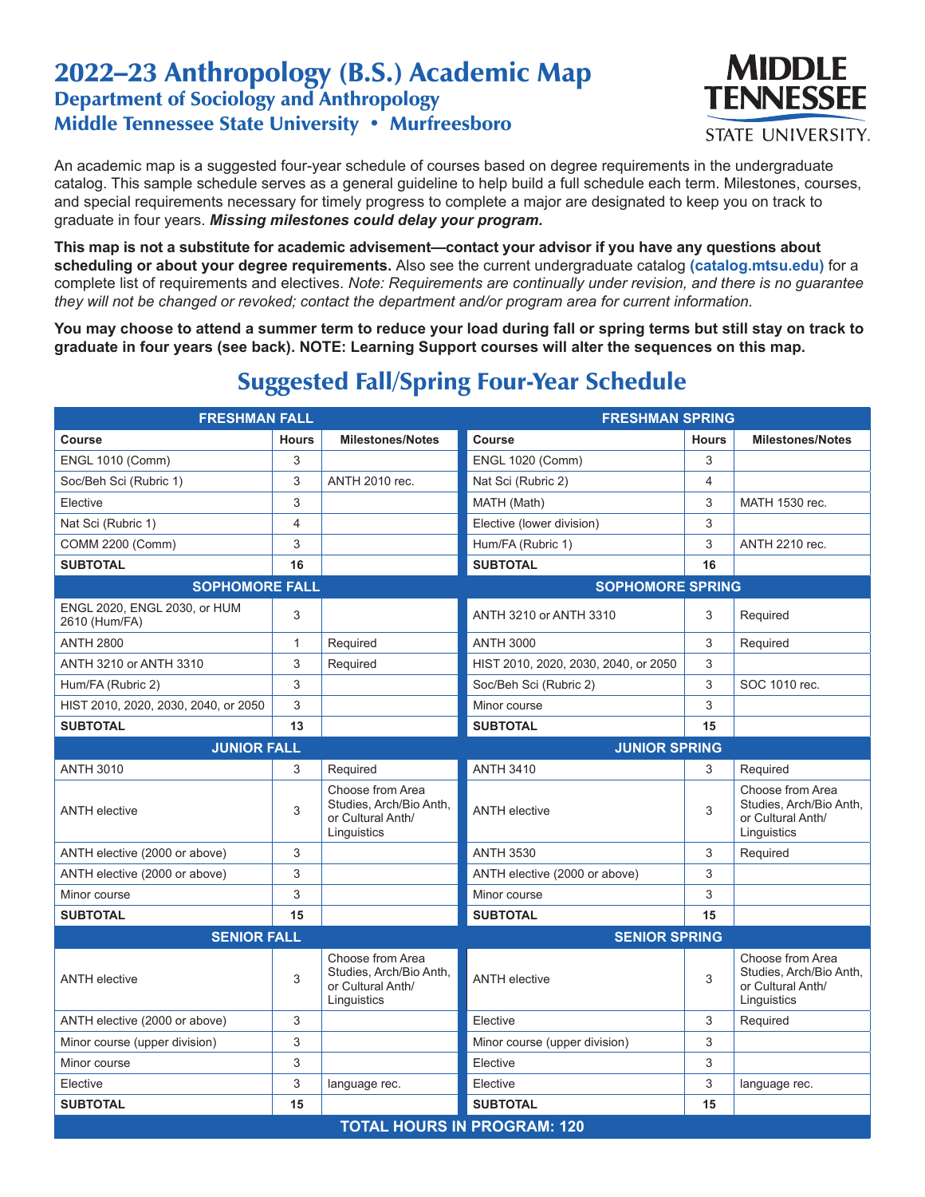# 2022–23 Anthropology (B.S.) Academic Map

## Department of Sociology and Anthropology

## Middle Tennessee State University • Murfreesboro

MIDDLE TENNESSEE STATE UNIVERSITY.

An academic map is a suggested four-year schedule of courses based on degree requirements in the undergraduate catalog. This sample schedule serves as a general guideline to help build a full schedule each term. Milestones, courses, and special requirements necessary for timely progress to complete a major are designated to keep you on track to graduate in four years. ***Missing milestones could delay your program.***

**This map is not a substitute for academic advisement—contact your advisor if you have any questions about scheduling or about your degree requirements.** Also see the current undergraduate catalog **(catalog.mtsu.edu)** for a complete list of requirements and electives. *Note: Requirements are continually under revision, and there is no guarantee they will not be changed or revoked; contact the department and/or program area for current information.*

**You may choose to attend a summer term to reduce your load during fall or spring terms but still stay on track to graduate in four years (see back). NOTE: Learning Support courses will alter the sequences on this map.**

## Suggested Fall/Spring Four-Year Schedule

| **FRESHMAN FALL** | | | **FRESHMAN SPRING** | | |
|---|---|---|---|---|---|
| **Course** | **Hours** | **Milestones/Notes** | **Course** | **Hours** | **Milestones/Notes** |
| ENGL 1010 (Comm) | 3 | | ENGL 1020 (Comm) | 3 | |
| Soc/Beh Sci (Rubric 1) | 3 | ANTH 2010 rec. | Nat Sci (Rubric 2) | 4 | |
| Elective | 3 | | MATH (Math) | 3 | MATH 1530 rec. |
| Nat Sci (Rubric 1) | 4 | | Elective (lower division) | 3 | |
| COMM 2200 (Comm) | 3 | | Hum/FA (Rubric 1) | 3 | ANTH 2210 rec. |
| **SUBTOTAL** | **16** | | **SUBTOTAL** | **16** | |
| **SOPHOMORE FALL** | | | **SOPHOMORE SPRING** | | |
| ENGL 2020, ENGL 2030, or HUM 2610 (Hum/FA) | 3 | | ANTH 3210 or ANTH 3310 | 3 | Required |
| ANTH 2800 | 1 | Required | ANTH 3000 | 3 | Required |
| ANTH 3210 or ANTH 3310 | 3 | Required | HIST 2010, 2020, 2030, 2040, or 2050 | 3 | |
| Hum/FA (Rubric 2) | 3 | | Soc/Beh Sci (Rubric 2) | 3 | SOC 1010 rec. |
| HIST 2010, 2020, 2030, 2040, or 2050 | 3 | | Minor course | 3 | |
| **SUBTOTAL** | **13** | | **SUBTOTAL** | **15** | |
| **JUNIOR FALL** | | | **JUNIOR SPRING** | | |
| ANTH 3010 | 3 | Required | ANTH 3410 | 3 | Required |
| ANTH elective | 3 | Choose from Area Studies, Arch/Bio Anth, or Cultural Anth/ Linguistics | ANTH elective | 3 | Choose from Area Studies, Arch/Bio Anth, or Cultural Anth/ Linguistics |
| ANTH elective (2000 or above) | 3 | | ANTH 3530 | 3 | Required |
| ANTH elective (2000 or above) | 3 | | ANTH elective (2000 or above) | 3 | |
| Minor course | 3 | | Minor course | 3 | |
| **SUBTOTAL** | **15** | | **SUBTOTAL** | **15** | |
| **SENIOR FALL** | | | **SENIOR SPRING** | | |
| ANTH elective | 3 | Choose from Area Studies, Arch/Bio Anth, or Cultural Anth/ Linguistics | ANTH elective | 3 | Choose from Area Studies, Arch/Bio Anth, or Cultural Anth/ Linguistics |
| ANTH elective (2000 or above) | 3 | | Elective | 3 | Required |
| Minor course (upper division) | 3 | | Minor course (upper division) | 3 | |
| Minor course | 3 | | Elective | 3 | |
| Elective | 3 | language rec. | Elective | 3 | language rec. |
| **SUBTOTAL** | **15** | | **SUBTOTAL** | **15** | |
| **TOTAL HOURS IN PROGRAM: 120** | | | | | |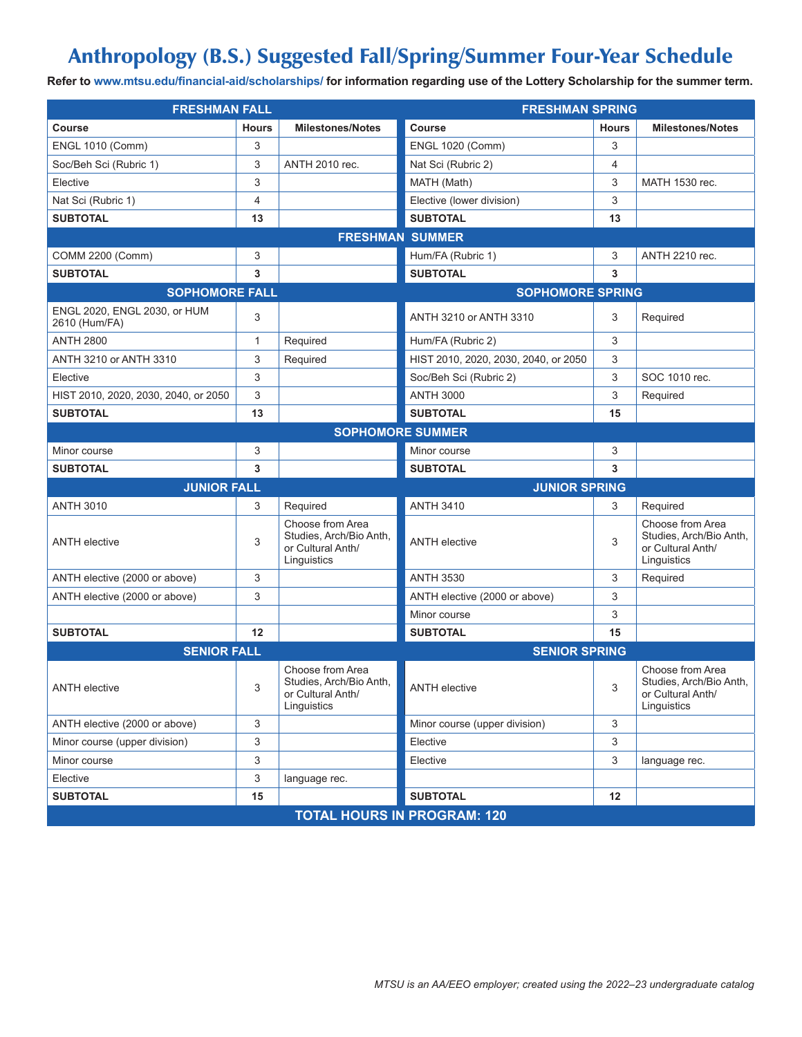# Anthropology (B.S.) Suggested Fall/Spring/Summer Four-Year Schedule

**Refer to www.mtsu.edu/financial-aid/scholarships/ for information regarding use of the Lottery Scholarship for the summer term.**

| FRESHMAN FALL | | | FRESHMAN SPRING | | |
|---|---|---|---|---|---|
| **Course** | **Hours** | **Milestones/Notes** | **Course** | **Hours** | **Milestones/Notes** |
| ENGL 1010 (Comm) | 3 | | ENGL 1020 (Comm) | 3 | |
| Soc/Beh Sci (Rubric 1) | 3 | ANTH 2010 rec. | Nat Sci (Rubric 2) | 4 | |
| Elective | 3 | | MATH (Math) | 3 | MATH 1530 rec. |
| Nat Sci (Rubric 1) | 4 | | Elective (lower division) | 3 | |
| **SUBTOTAL** | **13** | | **SUBTOTAL** | **13** | |
| **FRESHMAN SUMMER** | | | | | |
| COMM 2200 (Comm) | 3 | | Hum/FA (Rubric 1) | 3 | ANTH 2210 rec. |
| **SUBTOTAL** | **3** | | **SUBTOTAL** | **3** | |
| **SOPHOMORE FALL** | | | **SOPHOMORE SPRING** | | |
| ENGL 2020, ENGL 2030, or HUM 2610 (Hum/FA) | 3 | | ANTH 3210 or ANTH 3310 | 3 | Required |
| ANTH 2800 | 1 | Required | Hum/FA (Rubric 2) | 3 | |
| ANTH 3210 or ANTH 3310 | 3 | Required | HIST 2010, 2020, 2030, 2040, or 2050 | 3 | |
| Elective | 3 | | Soc/Beh Sci (Rubric 2) | 3 | SOC 1010 rec. |
| HIST 2010, 2020, 2030, 2040, or 2050 | 3 | | ANTH 3000 | 3 | Required |
| **SUBTOTAL** | **13** | | **SUBTOTAL** | **15** | |
| **SOPHOMORE SUMMER** | | | | | |
| Minor course | 3 | | Minor course | 3 | |
| **SUBTOTAL** | **3** | | **SUBTOTAL** | **3** | |
| **JUNIOR FALL** | | | **JUNIOR SPRING** | | |
| ANTH 3010 | 3 | Required | ANTH 3410 | 3 | Required |
| ANTH elective | 3 | Choose from Area Studies, Arch/Bio Anth, or Cultural Anth/ Linguistics | ANTH elective | 3 | Choose from Area Studies, Arch/Bio Anth, or Cultural Anth/ Linguistics |
| ANTH elective (2000 or above) | 3 | | ANTH 3530 | 3 | Required |
| ANTH elective (2000 or above) | 3 | | ANTH elective (2000 or above) | 3 | |
| | | | Minor course | 3 | |
| **SUBTOTAL** | **12** | | **SUBTOTAL** | **15** | |
| **SENIOR FALL** | | | **SENIOR SPRING** | | |
| ANTH elective | 3 | Choose from Area Studies, Arch/Bio Anth, or Cultural Anth/ Linguistics | ANTH elective | 3 | Choose from Area Studies, Arch/Bio Anth, or Cultural Anth/ Linguistics |
| ANTH elective (2000 or above) | 3 | | Minor course (upper division) | 3 | |
| Minor course (upper division) | 3 | | Elective | 3 | |
| Minor course | 3 | | Elective | 3 | language rec. |
| Elective | 3 | language rec. | | | |
| **SUBTOTAL** | **15** | | **SUBTOTAL** | **12** | |
| **TOTAL HOURS IN PROGRAM: 120** | | | | | |

*MTSU is an AA/EEO employer; created using the 2022–23 undergraduate catalog*